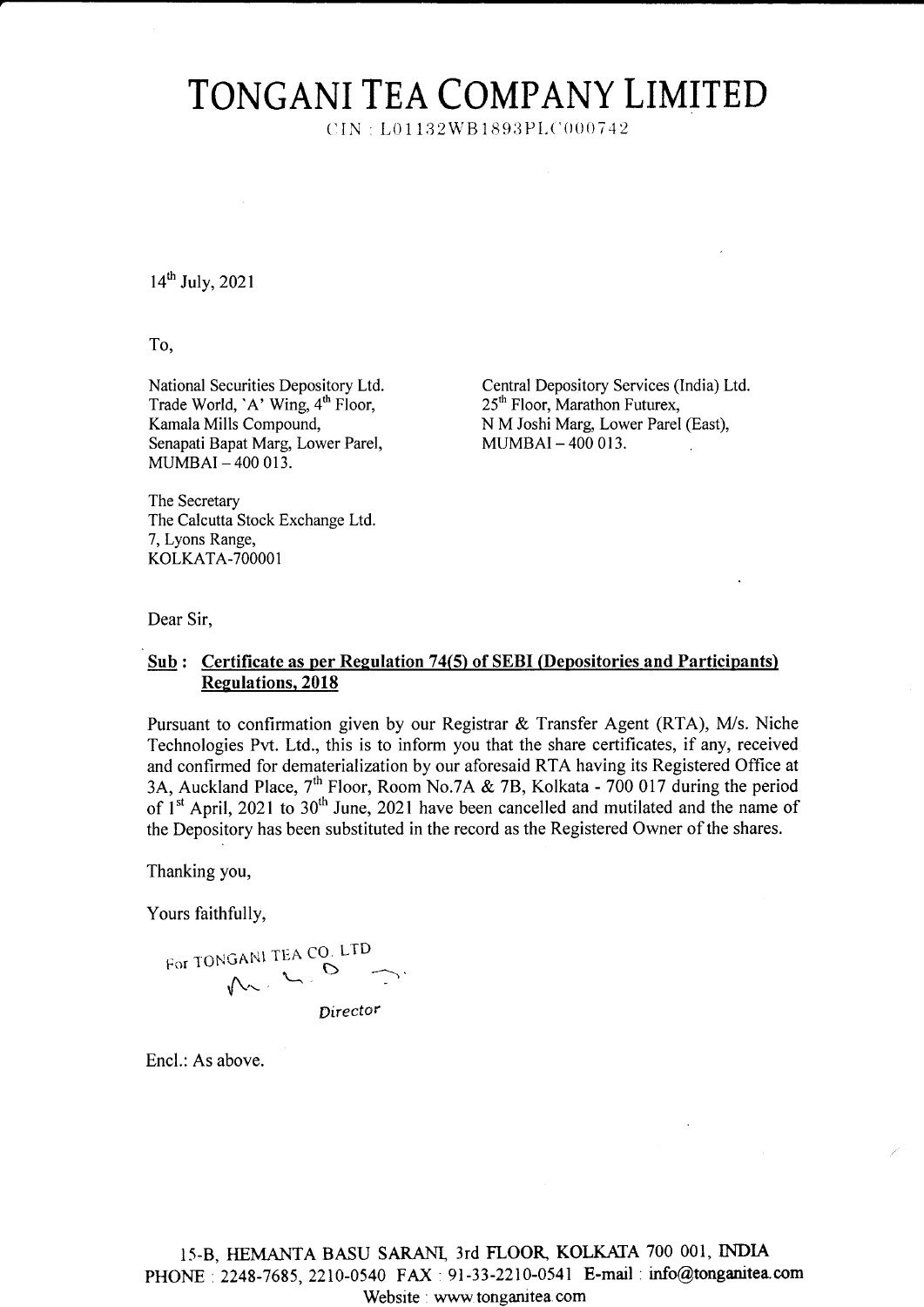# TONGANI TEA COMPANY LIMITED

CIN : L01132WB1893PLC000742

14th July, 2021

To,

National Securities Depository Ltd.
Trade World, 'A' Wing, 4th Floor,
Kamala Mills Compound,
Senapati Bapat Marg, Lower Parel,
MUMBAI – 400 013.

Central Depository Services (India) Ltd.
25th Floor, Marathon Futurex,
N M Joshi Marg, Lower Parel (East),
MUMBAI – 400 013.

The Secretary
The Calcutta Stock Exchange Ltd.
7, Lyons Range,
KOLKATA-700001

Dear Sir,

**Sub : Certificate as per Regulation 74(5) of SEBI (Depositories and Participants) Regulations, 2018**

Pursuant to confirmation given by our Registrar & Transfer Agent (RTA), M/s. Niche Technologies Pvt. Ltd., this is to inform you that the share certificates, if any, received and confirmed for dematerialization by our aforesaid RTA having its Registered Office at 3A, Auckland Place, 7th Floor, Room No.7A & 7B, Kolkata - 700 017 during the period of 1st April, 2021 to 30th June, 2021 have been cancelled and mutilated and the name of the Depository has been substituted in the record as the Registered Owner of the shares.

Thanking you,

Yours faithfully,

For TONGANI TEA CO. LTD

*Director*

Encl.: As above.

15-B, HEMANTA BASU SARANI, 3rd FLOOR, KOLKATA 700 001, INDIA
PHONE : 2248-7685, 2210-0540 FAX : 91-33-2210-0541 E-mail : info@tonganitea.com
Website : www.tonganitea.com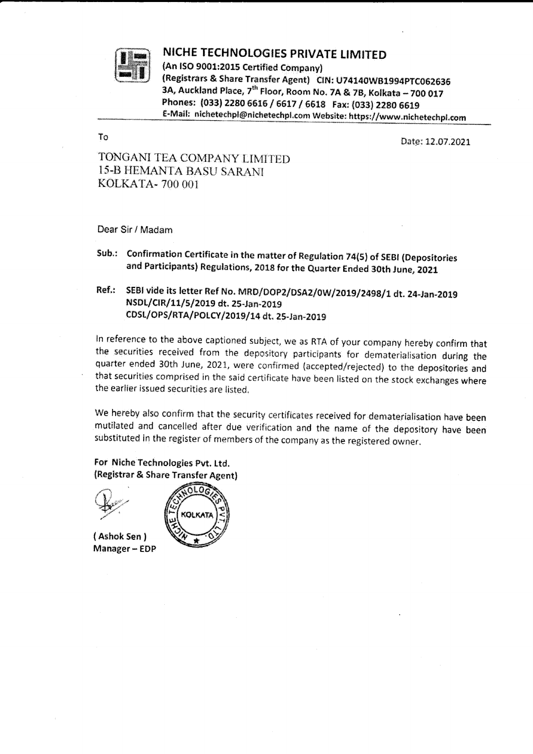# NICHE TECHNOLOGIES PRIVATE LIMITED

(An ISO 9001:2015 Certified Company)
(Registrars & Share Transfer Agent) CIN: U74140WB1994PTC062636
3A, Auckland Place, 7th Floor, Room No. 7A & 7B, Kolkata – 700 017
Phones: (033) 2280 6616 / 6617 / 6618 Fax: (033) 2280 6619
E-Mail: nichetechpl@nichetechpl.com Website: https://www.nichetechpl.com

To

Date: 12.07.2021

TONGANI TEA COMPANY LIMITED
15-B HEMANTA BASU SARANI
KOLKATA- 700 001

Dear Sir / Madam

**Sub.: Confirmation Certificate in the matter of Regulation 74(5) of SEBI (Depositories and Participants) Regulations, 2018 for the Quarter Ended 30th June, 2021**

**Ref.: SEBI vide its letter Ref No. MRD/DOP2/DSA2/OW/2019/2498/1 dt. 24-Jan-2019
NSDL/CIR/11/5/2019 dt. 25-Jan-2019
CDSL/OPS/RTA/POLCY/2019/14 dt. 25-Jan-2019**

In reference to the above captioned subject, we as RTA of your company hereby confirm that the securities received from the depository participants for dematerialisation during the quarter ended 30th June, 2021, were confirmed (accepted/rejected) to the depositories and that securities comprised in the said certificate have been listed on the stock exchanges where the earlier issued securities are listed.

We hereby also confirm that the security certificates received for dematerialisation have been mutilated and cancelled after due verification and the name of the depository have been substituted in the register of members of the company as the registered owner.

**For Niche Technologies Pvt. Ltd.
(Registrar & Share Transfer Agent)**

**( Ashok Sen )
Manager – EDP**